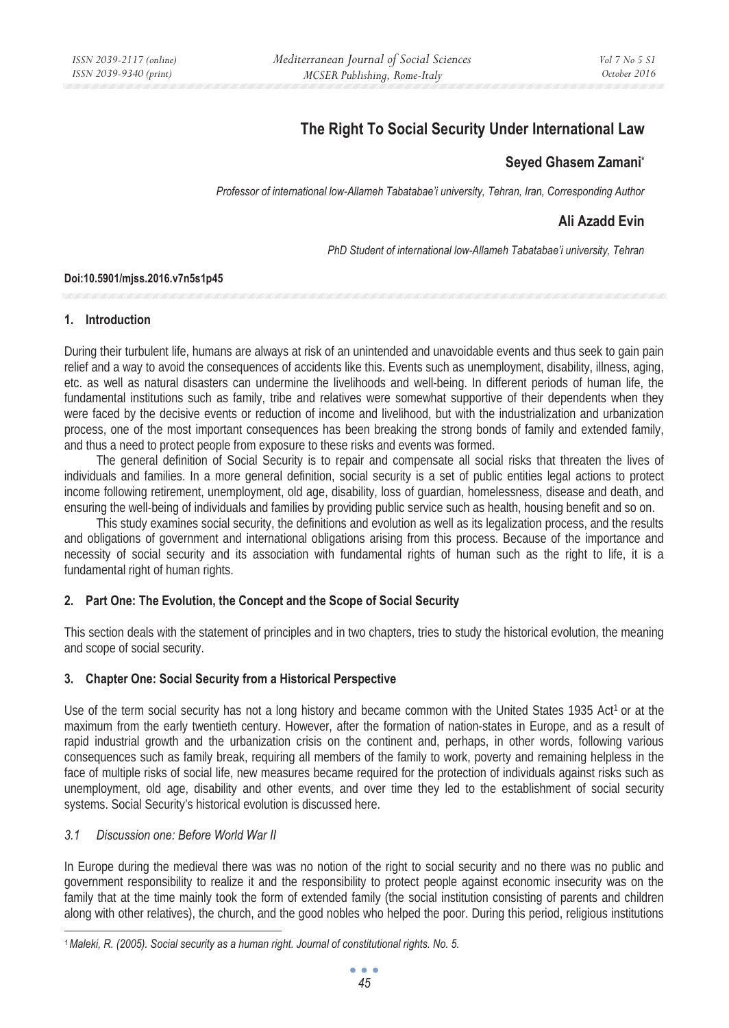# The Right To Social Security Under International Law

**Seyed Ghasem Zamani***

*Professor of international low-Allameh Tabatabae'i university, Tehran, Iran, Corresponding Author*

**Ali Azadd Evin**

*PhD Student of international low-Allameh Tabatabae'i university, Tehran*

**Doi:10.5901/mjss.2016.v7n5s1p45**

## 1. Introduction

During their turbulent life, humans are always at risk of an unintended and unavoidable events and thus seek to gain pain relief and a way to avoid the consequences of accidents like this. Events such as unemployment, disability, illness, aging, etc. as well as natural disasters can undermine the livelihoods and well-being. In different periods of human life, the fundamental institutions such as family, tribe and relatives were somewhat supportive of their dependents when they were faced by the decisive events or reduction of income and livelihood, but with the industrialization and urbanization process, one of the most important consequences has been breaking the strong bonds of family and extended family, and thus a need to protect people from exposure to these risks and events was formed.

The general definition of Social Security is to repair and compensate all social risks that threaten the lives of individuals and families. In a more general definition, social security is a set of public entities legal actions to protect income following retirement, unemployment, old age, disability, loss of guardian, homelessness, disease and death, and ensuring the well-being of individuals and families by providing public service such as health, housing benefit and so on.

This study examines social security, the definitions and evolution as well as its legalization process, and the results and obligations of government and international obligations arising from this process. Because of the importance and necessity of social security and its association with fundamental rights of human such as the right to life, it is a fundamental right of human rights.

## 2. Part One: The Evolution, the Concept and the Scope of Social Security

This section deals with the statement of principles and in two chapters, tries to study the historical evolution, the meaning and scope of social security.

## 3. Chapter One: Social Security from a Historical Perspective

Use of the term social security has not a long history and became common with the United States 1935 Act[1] or at the maximum from the early twentieth century. However, after the formation of nation-states in Europe, and as a result of rapid industrial growth and the urbanization crisis on the continent and, perhaps, in other words, following various consequences such as family break, requiring all members of the family to work, poverty and remaining helpless in the face of multiple risks of social life, new measures became required for the protection of individuals against risks such as unemployment, old age, disability and other events, and over time they led to the establishment of social security systems. Social Security's historical evolution is discussed here.

### *3.1 Discussion one: Before World War II*

In Europe during the medieval there was was no notion of the right to social security and no there was no public and government responsibility to realize it and the responsibility to protect people against economic insecurity was on the family that at the time mainly took the form of extended family (the social institution consisting of parents and children along with other relatives), the church, and the good nobles who helped the poor. During this period, religious institutions

---

[1] *Maleki, R. (2005). Social security as a human right. Journal of constitutional rights. No. 5.*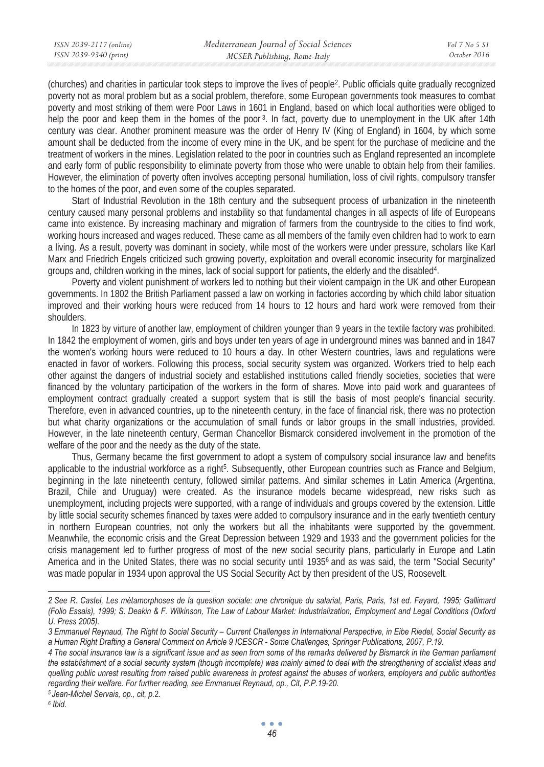(churches) and charities in particular took steps to improve the lives of people[2]. Public officials quite gradually recognized poverty not as moral problem but as a social problem, therefore, some European governments took measures to combat poverty and most striking of them were Poor Laws in 1601 in England, based on which local authorities were obliged to help the poor and keep them in the homes of the poor[3]. In fact, poverty due to unemployment in the UK after 14th century was clear. Another prominent measure was the order of Henry IV (King of England) in 1604, by which some amount shall be deducted from the income of every mine in the UK, and be spent for the purchase of medicine and the treatment of workers in the mines. Legislation related to the poor in countries such as England represented an incomplete and early form of public responsibility to eliminate poverty from those who were unable to obtain help from their families. However, the elimination of poverty often involves accepting personal humiliation, loss of civil rights, compulsory transfer to the homes of the poor, and even some of the couples separated.

Start of Industrial Revolution in the 18th century and the subsequent process of urbanization in the nineteenth century caused many personal problems and instability so that fundamental changes in all aspects of life of Europeans came into existence. By increasing machinary and migration of farmers from the countryside to the cities to find work, working hours increased and wages reduced. These came as all members of the family even children had to work to earn a living. As a result, poverty was dominant in society, while most of the workers were under pressure, scholars like Karl Marx and Friedrich Engels criticized such growing poverty, exploitation and overall economic insecurity for marginalized groups and, children working in the mines, lack of social support for patients, the elderly and the disabled[4].

Poverty and violent punishment of workers led to nothing but their violent campaign in the UK and other European governments. In 1802 the British Parliament passed a law on working in factories according by which child labor situation improved and their working hours were reduced from 14 hours to 12 hours and hard work were removed from their shoulders.

In 1823 by virture of another law, employment of children younger than 9 years in the textile factory was prohibited. In 1842 the employment of women, girls and boys under ten years of age in underground mines was banned and in 1847 the women's working hours were reduced to 10 hours a day. In other Western countries, laws and regulations were enacted in favor of workers. Following this process, social security system was organized. Workers tried to help each other against the dangers of industrial society and established institutions called friendly societies, societies that were financed by the voluntary participation of the workers in the form of shares. Move into paid work and guarantees of employment contract gradually created a support system that is still the basis of most people's financial security. Therefore, even in advanced countries, up to the nineteenth century, in the face of financial risk, there was no protection but what charity organizations or the accumulation of small funds or labor groups in the small industries, provided. However, in the late nineteenth century, German Chancellor Bismarck considered involvement in the promotion of the welfare of the poor and the needy as the duty of the state.

Thus, Germany became the first government to adopt a system of compulsory social insurance law and benefits applicable to the industrial workforce as a right[5]. Subsequently, other European countries such as France and Belgium, beginning in the late nineteenth century, followed similar patterns. And similar schemes in Latin America (Argentina, Brazil, Chile and Uruguay) were created. As the insurance models became widespread, new risks such as unemployment, including projects were supported, with a range of individuals and groups covered by the extension. Little by little social security schemes financed by taxes were added to compulsory insurance and in the early twentieth century in northern European countries, not only the workers but all the inhabitants were supported by the government. Meanwhile, the economic crisis and the Great Depression between 1929 and 1933 and the government policies for the crisis management led to further progress of most of the new social security plans, particularly in Europe and Latin America and in the United States, there was no social security until 1935[6] and as was said, the term "Social Security" was made popular in 1934 upon approval the US Social Security Act by then president of the US, Roosevelt.

---

*2 See R. Castel, Les métamorphoses de la question sociale: une chronique du salariat, Paris, Paris, 1st ed. Fayard, 1995; Gallimard (Folio Essais), 1999; S. Deakin & F. Wilkinson, The Law of Labour Market: Industrialization, Employment and Legal Conditions (Oxford U. Press 2005).*

*3 Emmanuel Reynaud, The Right to Social Security – Current Challenges in International Perspective, in Eibe Riedel, Social Security as a Human Right Drafting a General Comment on Article 9 ICESCR - Some Challenges, Springer Publications, 2007, P.19.*

*4 The social insurance law is a significant issue and as seen from some of the remarks delivered by Bismarck in the German parliament the establishment of a social security system (though incomplete) was mainly aimed to deal with the strengthening of socialist ideas and quelling public unrest resulting from raised public awareness in protest against the abuses of workers, employers and public authorities regarding their welfare. For further reading, see Emmanuel Reynaud, op., Cit, P.P.19-20.*

*5 Jean-Michel Servais, op., cit, p.2.*

*6 Ibid.*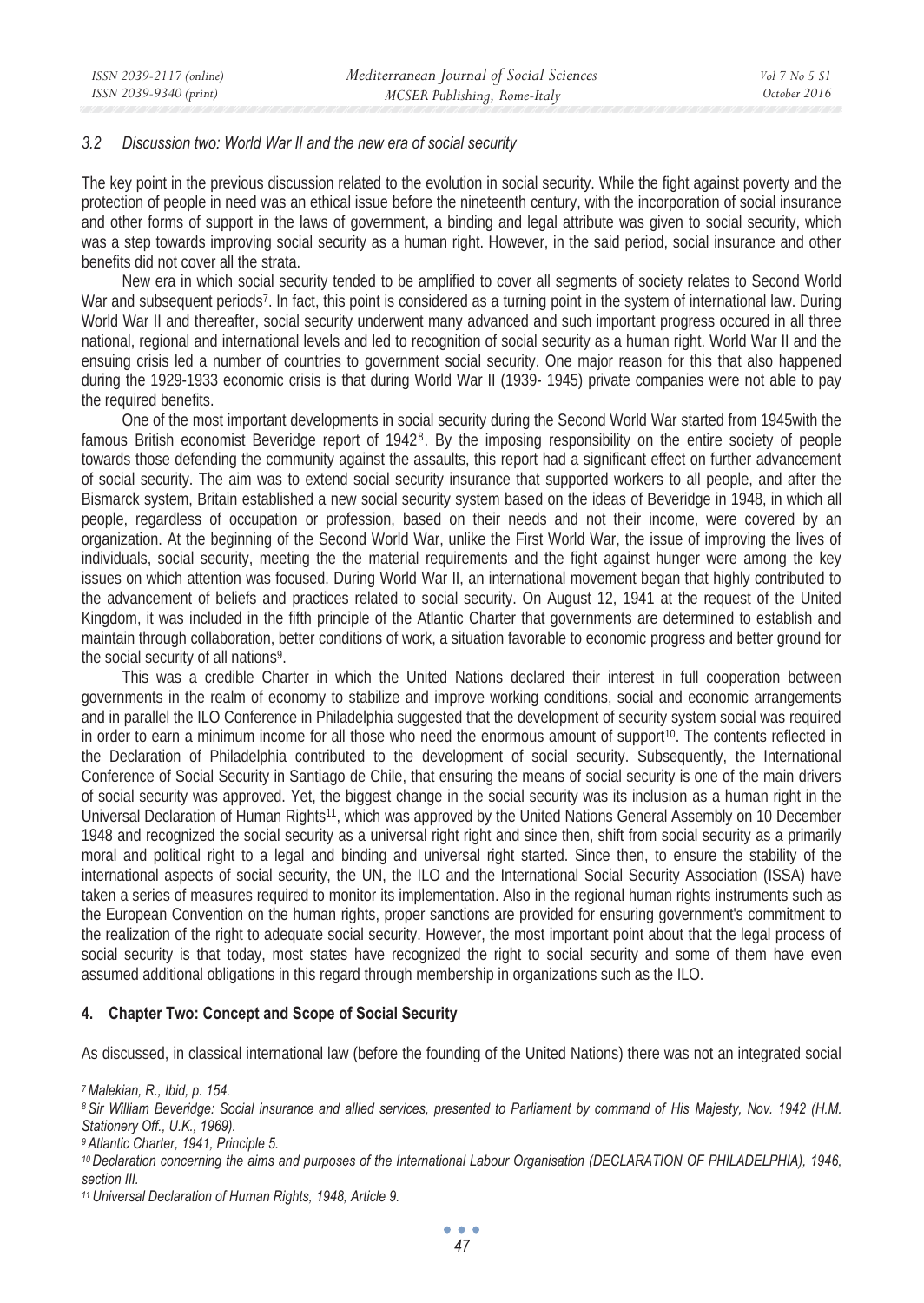### *3.2 Discussion two: World War II and the new era of social security*

The key point in the previous discussion related to the evolution in social security. While the fight against poverty and the protection of people in need was an ethical issue before the nineteenth century, with the incorporation of social insurance and other forms of support in the laws of government, a binding and legal attribute was given to social security, which was a step towards improving social security as a human right. However, in the said period, social insurance and other benefits did not cover all the strata.

New era in which social security tended to be amplified to cover all segments of society relates to Second World War and subsequent periods[7]. In fact, this point is considered as a turning point in the system of international law. During World War II and thereafter, social security underwent many advanced and such important progress occured in all three national, regional and international levels and led to recognition of social security as a human right. World War II and the ensuing crisis led a number of countries to government social security. One major reason for this that also happened during the 1929-1933 economic crisis is that during World War II (1939- 1945) private companies were not able to pay the required benefits.

One of the most important developments in social security during the Second World War started from 1945with the famous British economist Beveridge report of 1942[8]. By the imposing responsibility on the entire society of people towards those defending the community against the assaults, this report had a significant effect on further advancement of social security. The aim was to extend social security insurance that supported workers to all people, and after the Bismarck system, Britain established a new social security system based on the ideas of Beveridge in 1948, in which all people, regardless of occupation or profession, based on their needs and not their income, were covered by an organization. At the beginning of the Second World War, unlike the First World War, the issue of improving the lives of individuals, social security, meeting the the material requirements and the fight against hunger were among the key issues on which attention was focused. During World War II, an international movement began that highly contributed to the advancement of beliefs and practices related to social security. On August 12, 1941 at the request of the United Kingdom, it was included in the fifth principle of the Atlantic Charter that governments are determined to establish and maintain through collaboration, better conditions of work, a situation favorable to economic progress and better ground for the social security of all nations[9].

This was a credible Charter in which the United Nations declared their interest in full cooperation between governments in the realm of economy to stabilize and improve working conditions, social and economic arrangements and in parallel the ILO Conference in Philadelphia suggested that the development of security system social was required in order to earn a minimum income for all those who need the enormous amount of support[10]. The contents reflected in the Declaration of Philadelphia contributed to the development of social security. Subsequently, the International Conference of Social Security in Santiago de Chile, that ensuring the means of social security is one of the main drivers of social security was approved. Yet, the biggest change in the social security was its inclusion as a human right in the Universal Declaration of Human Rights[11], which was approved by the United Nations General Assembly on 10 December 1948 and recognized the social security as a universal right right and since then, shift from social security as a primarily moral and political right to a legal and binding and universal right started. Since then, to ensure the stability of the international aspects of social security, the UN, the ILO and the International Social Security Association (ISSA) have taken a series of measures required to monitor its implementation. Also in the regional human rights instruments such as the European Convention on the human rights, proper sanctions are provided for ensuring government's commitment to the realization of the right to adequate social security. However, the most important point about that the legal process of social security is that today, most states have recognized the right to social security and some of them have even assumed additional obligations in this regard through membership in organizations such as the ILO.

## 4. Chapter Two: Concept and Scope of Social Security

As discussed, in classical international law (before the founding of the United Nations) there was not an integrated social

---

*[7] Malekian, R., Ibid, p. 154.*

*[8] Sir William Beveridge: Social insurance and allied services, presented to Parliament by command of His Majesty, Nov. 1942 (H.M. Stationery Off., U.K., 1969).*

*[9] Atlantic Charter, 1941, Principle 5.*

*[10] Declaration concerning the aims and purposes of the International Labour Organisation (DECLARATION OF PHILADELPHIA), 1946, section III.*

*[11] Universal Declaration of Human Rights, 1948, Article 9.*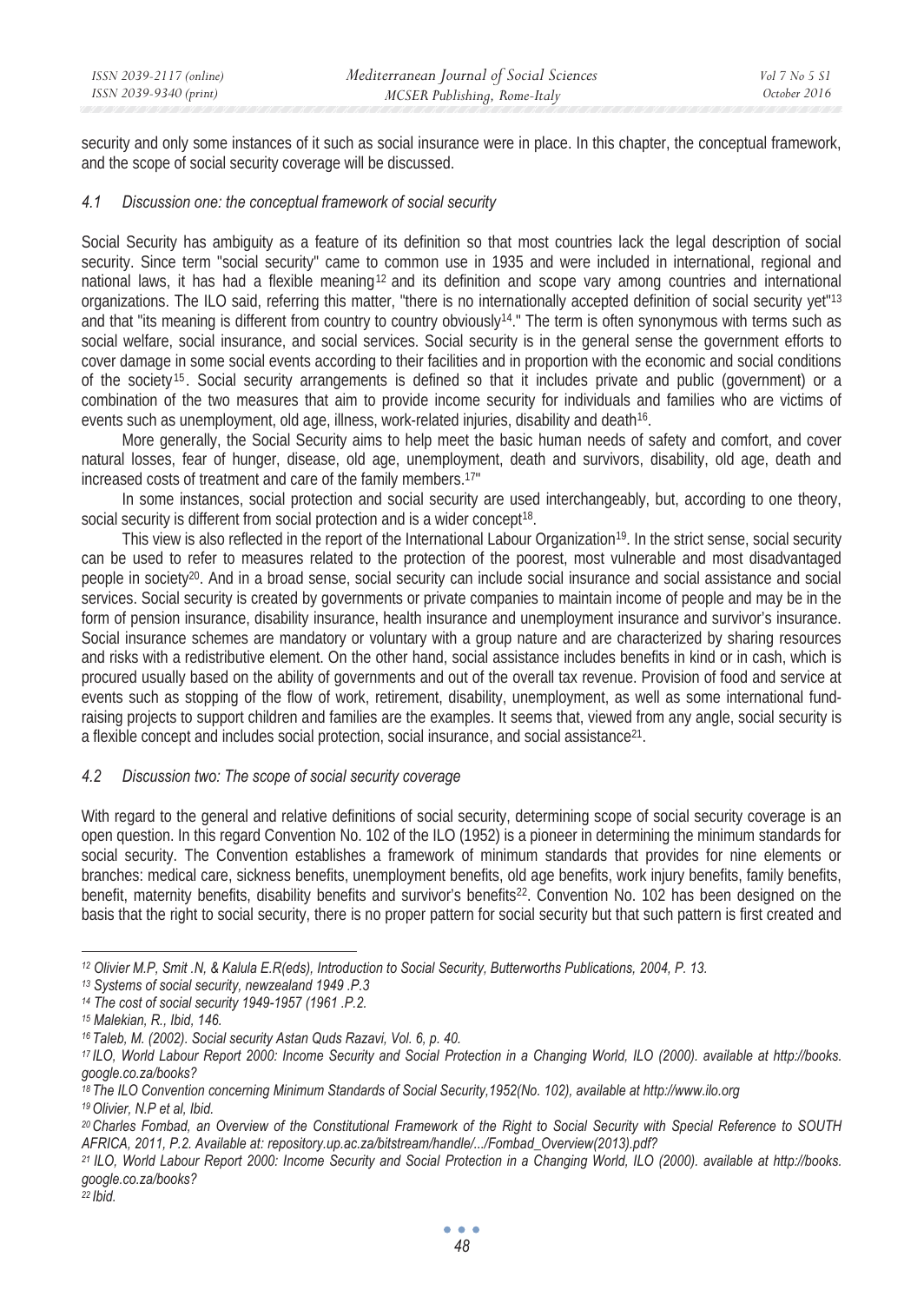security and only some instances of it such as social insurance were in place. In this chapter, the conceptual framework, and the scope of social security coverage will be discussed.

### *4.1 Discussion one: the conceptual framework of social security*

Social Security has ambiguity as a feature of its definition so that most countries lack the legal description of social security. Since term "social security" came to common use in 1935 and were included in international, regional and national laws, it has had a flexible meaning[12] and its definition and scope vary among countries and international organizations. The ILO said, referring this matter, "there is no internationally accepted definition of social security yet"[13] and that "its meaning is different from country to country obviously[14]." The term is often synonymous with terms such as social welfare, social insurance, and social services. Social security is in the general sense the government efforts to cover damage in some social events according to their facilities and in proportion with the economic and social conditions of the society[15]. Social security arrangements is defined so that it includes private and public (government) or a combination of the two measures that aim to provide income security for individuals and families who are victims of events such as unemployment, old age, illness, work-related injuries, disability and death[16].

More generally, the Social Security aims to help meet the basic human needs of safety and comfort, and cover natural losses, fear of hunger, disease, old age, unemployment, death and survivors, disability, old age, death and increased costs of treatment and care of the family members.[17]"

In some instances, social protection and social security are used interchangeably, but, according to one theory, social security is different from social protection and is a wider concept[18].

This view is also reflected in the report of the International Labour Organization[19]. In the strict sense, social security can be used to refer to measures related to the protection of the poorest, most vulnerable and most disadvantaged people in society[20]. And in a broad sense, social security can include social insurance and social assistance and social services. Social security is created by governments or private companies to maintain income of people and may be in the form of pension insurance, disability insurance, health insurance and unemployment insurance and survivor's insurance. Social insurance schemes are mandatory or voluntary with a group nature and are characterized by sharing resources and risks with a redistributive element. On the other hand, social assistance includes benefits in kind or in cash, which is procured usually based on the ability of governments and out of the overall tax revenue. Provision of food and service at events such as stopping of the flow of work, retirement, disability, unemployment, as well as some international fund-raising projects to support children and families are the examples. It seems that, viewed from any angle, social security is a flexible concept and includes social protection, social insurance, and social assistance[21].

### *4.2 Discussion two: The scope of social security coverage*

With regard to the general and relative definitions of social security, determining scope of social security coverage is an open question. In this regard Convention No. 102 of the ILO (1952) is a pioneer in determining the minimum standards for social security. The Convention establishes a framework of minimum standards that provides for nine elements or branches: medical care, sickness benefits, unemployment benefits, old age benefits, work injury benefits, family benefits, benefit, maternity benefits, disability benefits and survivor's benefits[22]. Convention No. 102 has been designed on the basis that the right to social security, there is no proper pattern for social security but that such pattern is first created and

---

*12 Olivier M.P, Smit .N, & Kalula E.R(eds), Introduction to Social Security, Butterworths Publications, 2004, P. 13.*

*13 Systems of social security, newzealand 1949 .P.3*

*14 The cost of social security 1949-1957 (1961 .P.2.*

*15 Malekian, R., Ibid, 146.*

*16 Taleb, M. (2002). Social security Astan Quds Razavi, Vol. 6, p. 40.*

*17 ILO, World Labour Report 2000: Income Security and Social Protection in a Changing World, ILO (2000). available at http://books.google.co.za/books?*

*18 The ILO Convention concerning Minimum Standards of Social Security,1952(No. 102), available at http://www.ilo.org*

*19 Olivier, N.P et al, Ibid.*

*20 Charles Fombad, an Overview of the Constitutional Framework of the Right to Social Security with Special Reference to SOUTH AFRICA, 2011, P.2. Available at: repository.up.ac.za/bitstream/handle/.../Fombad_Overview(2013).pdf?*

*21 ILO, World Labour Report 2000: Income Security and Social Protection in a Changing World, ILO (2000). available at http://books.google.co.za/books?*

*22 Ibid.*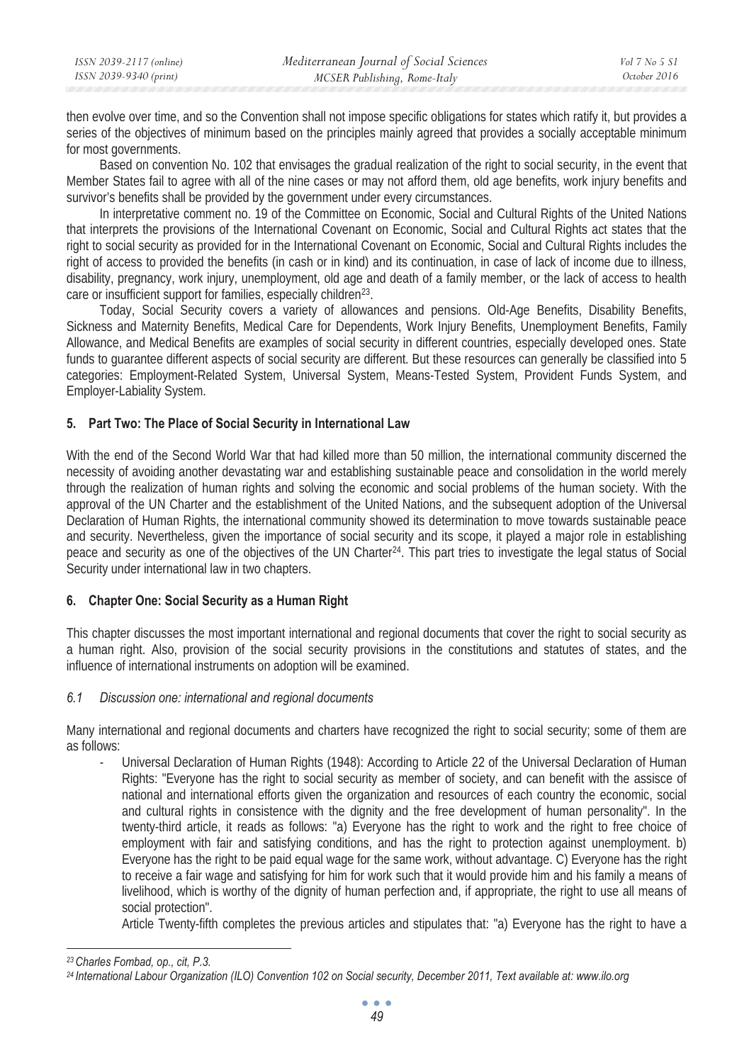then evolve over time, and so the Convention shall not impose specific obligations for states which ratify it, but provides a series of the objectives of minimum based on the principles mainly agreed that provides a socially acceptable minimum for most governments.

Based on convention No. 102 that envisages the gradual realization of the right to social security, in the event that Member States fail to agree with all of the nine cases or may not afford them, old age benefits, work injury benefits and survivor's benefits shall be provided by the government under every circumstances.

In interpretative comment no. 19 of the Committee on Economic, Social and Cultural Rights of the United Nations that interprets the provisions of the International Covenant on Economic, Social and Cultural Rights act states that the right to social security as provided for in the International Covenant on Economic, Social and Cultural Rights includes the right of access to provided the benefits (in cash or in kind) and its continuation, in case of lack of income due to illness, disability, pregnancy, work injury, unemployment, old age and death of a family member, or the lack of access to health care or insufficient support for families, especially children[23].

Today, Social Security covers a variety of allowances and pensions. Old-Age Benefits, Disability Benefits, Sickness and Maternity Benefits, Medical Care for Dependents, Work Injury Benefits, Unemployment Benefits, Family Allowance, and Medical Benefits are examples of social security in different countries, especially developed ones. State funds to guarantee different aspects of social security are different. But these resources can generally be classified into 5 categories: Employment-Related System, Universal System, Means-Tested System, Provident Funds System, and Employer-Labiality System.

## 5. Part Two: The Place of Social Security in International Law

With the end of the Second World War that had killed more than 50 million, the international community discerned the necessity of avoiding another devastating war and establishing sustainable peace and consolidation in the world merely through the realization of human rights and solving the economic and social problems of the human society. With the approval of the UN Charter and the establishment of the United Nations, and the subsequent adoption of the Universal Declaration of Human Rights, the international community showed its determination to move towards sustainable peace and security. Nevertheless, given the importance of social security and its scope, it played a major role in establishing peace and security as one of the objectives of the UN Charter[24]. This part tries to investigate the legal status of Social Security under international law in two chapters.

## 6. Chapter One: Social Security as a Human Right

This chapter discusses the most important international and regional documents that cover the right to social security as a human right. Also, provision of the social security provisions in the constitutions and statutes of states, and the influence of international instruments on adoption will be examined.

### *6.1 Discussion one: international and regional documents*

Many international and regional documents and charters have recognized the right to social security; some of them are as follows:

- Universal Declaration of Human Rights (1948): According to Article 22 of the Universal Declaration of Human Rights: "Everyone has the right to social security as member of society, and can benefit with the assisce of national and international efforts given the organization and resources of each country the economic, social and cultural rights in consistence with the dignity and the free development of human personality". In the twenty-third article, it reads as follows: "a) Everyone has the right to work and the right to free choice of employment with fair and satisfying conditions, and has the right to protection against unemployment. b) Everyone has the right to be paid equal wage for the same work, without advantage. C) Everyone has the right to receive a fair wage and satisfying for him for work such that it would provide him and his family a means of livelihood, which is worthy of the dignity of human perfection and, if appropriate, the right to use all means of social protection".

  Article Twenty-fifth completes the previous articles and stipulates that: "a) Everyone has the right to have a

---

[23] *Charles Fombad, op., cit, P.3.*

[24] *International Labour Organization (ILO) Convention 102 on Social security, December 2011, Text available at: www.ilo.org*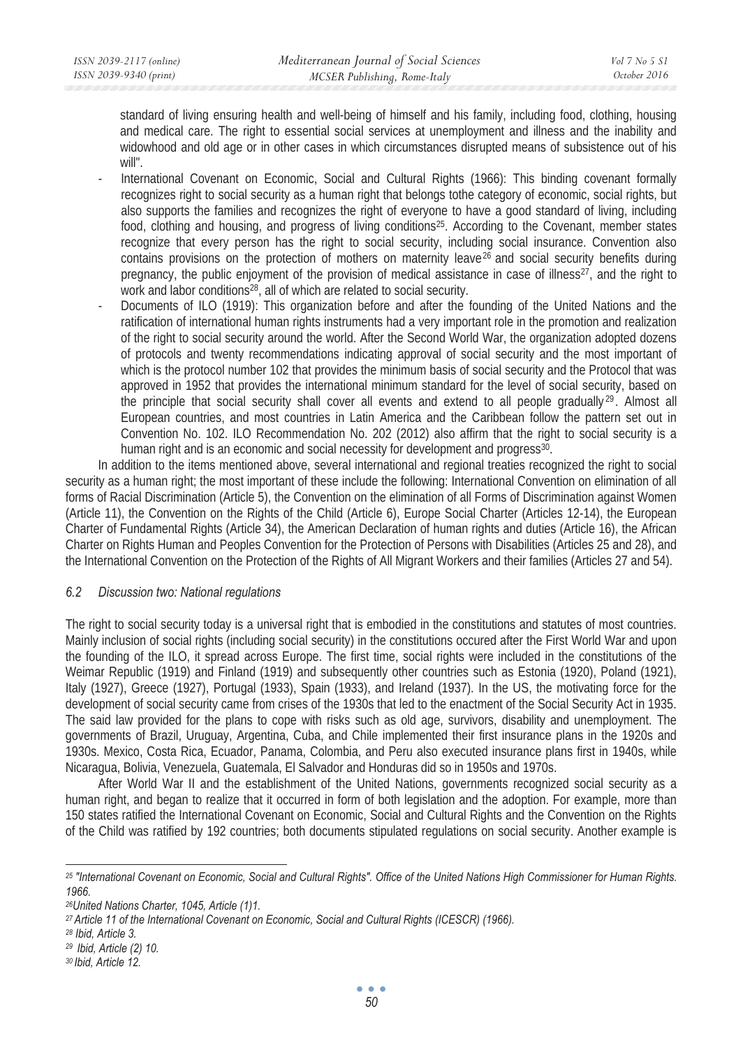standard of living ensuring health and well-being of himself and his family, including food, clothing, housing and medical care. The right to essential social services at unemployment and illness and the inability and widowhood and old age or in other cases in which circumstances disrupted means of subsistence out of his will".

- International Covenant on Economic, Social and Cultural Rights (1966): This binding covenant formally recognizes right to social security as a human right that belongs tothe category of economic, social rights, but also supports the families and recognizes the right of everyone to have a good standard of living, including food, clothing and housing, and progress of living conditions[25]. According to the Covenant, member states recognize that every person has the right to social security, including social insurance. Convention also contains provisions on the protection of mothers on maternity leave[26] and social security benefits during pregnancy, the public enjoyment of the provision of medical assistance in case of illness[27], and the right to work and labor conditions[28], all of which are related to social security.
- Documents of ILO (1919): This organization before and after the founding of the United Nations and the ratification of international human rights instruments had a very important role in the promotion and realization of the right to social security around the world. After the Second World War, the organization adopted dozens of protocols and twenty recommendations indicating approval of social security and the most important of which is the protocol number 102 that provides the minimum basis of social security and the Protocol that was approved in 1952 that provides the international minimum standard for the level of social security, based on the principle that social security shall cover all events and extend to all people gradually[29]. Almost all European countries, and most countries in Latin America and the Caribbean follow the pattern set out in Convention No. 102. ILO Recommendation No. 202 (2012) also affirm that the right to social security is a human right and is an economic and social necessity for development and progress[30].

In addition to the items mentioned above, several international and regional treaties recognized the right to social security as a human right; the most important of these include the following: International Convention on elimination of all forms of Racial Discrimination (Article 5), the Convention on the elimination of all Forms of Discrimination against Women (Article 11), the Convention on the Rights of the Child (Article 6), Europe Social Charter (Articles 12-14), the European Charter of Fundamental Rights (Article 34), the American Declaration of human rights and duties (Article 16), the African Charter on Rights Human and Peoples Convention for the Protection of Persons with Disabilities (Articles 25 and 28), and the International Convention on the Protection of the Rights of All Migrant Workers and their families (Articles 27 and 54).

### *6.2 Discussion two: National regulations*

The right to social security today is a universal right that is embodied in the constitutions and statutes of most countries. Mainly inclusion of social rights (including social security) in the constitutions occured after the First World War and upon the founding of the ILO, it spread across Europe. The first time, social rights were included in the constitutions of the Weimar Republic (1919) and Finland (1919) and subsequently other countries such as Estonia (1920), Poland (1921), Italy (1927), Greece (1927), Portugal (1933), Spain (1933), and Ireland (1937). In the US, the motivating force for the development of social security came from crises of the 1930s that led to the enactment of the Social Security Act in 1935. The said law provided for the plans to cope with risks such as old age, survivors, disability and unemployment. The governments of Brazil, Uruguay, Argentina, Cuba, and Chile implemented their first insurance plans in the 1920s and 1930s. Mexico, Costa Rica, Ecuador, Panama, Colombia, and Peru also executed insurance plans first in 1940s, while Nicaragua, Bolivia, Venezuela, Guatemala, El Salvador and Honduras did so in 1950s and 1970s.

After World War II and the establishment of the United Nations, governments recognized social security as a human right, and began to realize that it occurred in form of both legislation and the adoption. For example, more than 150 states ratified the International Covenant on Economic, Social and Cultural Rights and the Convention on the Rights of the Child was ratified by 192 countries; both documents stipulated regulations on social security. Another example is

---

[25] *"International Covenant on Economic, Social and Cultural Rights". Office of the United Nations High Commissioner for Human Rights. 1966.*

[26] *United Nations Charter, 1045, Article (1)1.*

[27] *Article 11 of the International Covenant on Economic, Social and Cultural Rights (ICESCR) (1966).*

[28] *Ibid, Article 3.*

[29] *Ibid, Article (2) 10.*

[30] *Ibid, Article 12.*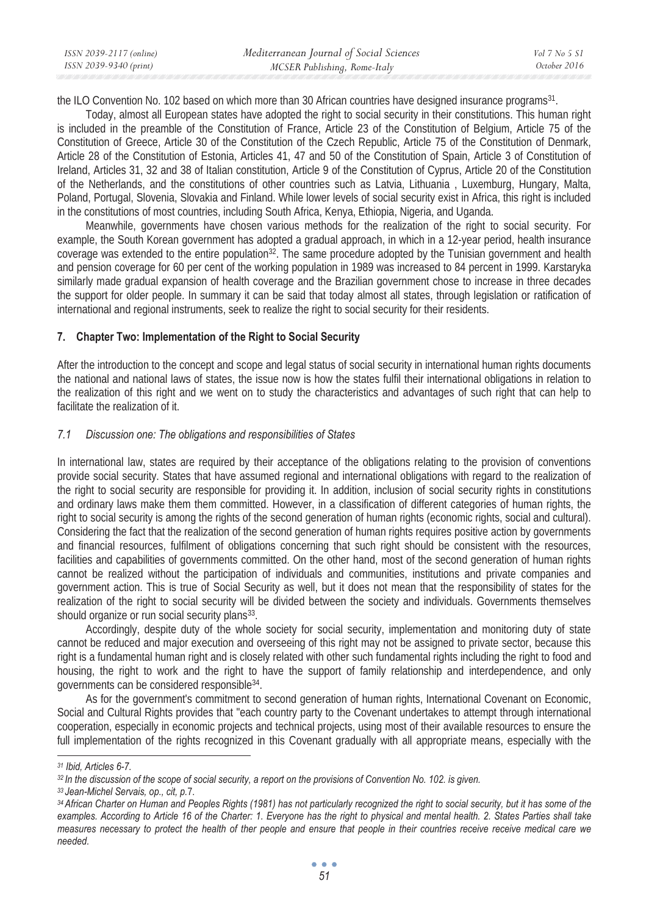the ILO Convention No. 102 based on which more than 30 African countries have designed insurance programs[31].

Today, almost all European states have adopted the right to social security in their constitutions. This human right is included in the preamble of the Constitution of France, Article 23 of the Constitution of Belgium, Article 75 of the Constitution of Greece, Article 30 of the Constitution of the Czech Republic, Article 75 of the Constitution of Denmark, Article 28 of the Constitution of Estonia, Articles 41, 47 and 50 of the Constitution of Spain, Article 3 of Constitution of Ireland, Articles 31, 32 and 38 of Italian constitution, Article 9 of the Constitution of Cyprus, Article 20 of the Constitution of the Netherlands, and the constitutions of other countries such as Latvia, Lithuania , Luxemburg, Hungary, Malta, Poland, Portugal, Slovenia, Slovakia and Finland. While lower levels of social security exist in Africa, this right is included in the constitutions of most countries, including South Africa, Kenya, Ethiopia, Nigeria, and Uganda.

Meanwhile, governments have chosen various methods for the realization of the right to social security. For example, the South Korean government has adopted a gradual approach, in which in a 12-year period, health insurance coverage was extended to the entire population[32]. The same procedure adopted by the Tunisian government and health and pension coverage for 60 per cent of the working population in 1989 was increased to 84 percent in 1999. Karstaryka similarly made gradual expansion of health coverage and the Brazilian government chose to increase in three decades the support for older people. In summary it can be said that today almost all states, through legislation or ratification of international and regional instruments, seek to realize the right to social security for their residents.

## 7. Chapter Two: Implementation of the Right to Social Security

After the introduction to the concept and scope and legal status of social security in international human rights documents the national and national laws of states, the issue now is how the states fulfil their international obligations in relation to the realization of this right and we went on to study the characteristics and advantages of such right that can help to facilitate the realization of it.

### *7.1 Discussion one: The obligations and responsibilities of States*

In international law, states are required by their acceptance of the obligations relating to the provision of conventions provide social security. States that have assumed regional and international obligations with regard to the realization of the right to social security are responsible for providing it. In addition, inclusion of social security rights in constitutions and ordinary laws make them them committed. However, in a classification of different categories of human rights, the right to social security is among the rights of the second generation of human rights (economic rights, social and cultural). Considering the fact that the realization of the second generation of human rights requires positive action by governments and financial resources, fulfilment of obligations concerning that such right should be consistent with the resources, facilities and capabilities of governments committed. On the other hand, most of the second generation of human rights cannot be realized without the participation of individuals and communities, institutions and private companies and government action. This is true of Social Security as well, but it does not mean that the responsibility of states for the realization of the right to social security will be divided between the society and individuals. Governments themselves should organize or run social security plans[33].

Accordingly, despite duty of the whole society for social security, implementation and monitoring duty of state cannot be reduced and major execution and overseeing of this right may not be assigned to private sector, because this right is a fundamental human right and is closely related with other such fundamental rights including the right to food and housing, the right to work and the right to have the support of family relationship and interdependence, and only governments can be considered responsible[34].

As for the government's commitment to second generation of human rights, International Covenant on Economic, Social and Cultural Rights provides that "each country party to the Covenant undertakes to attempt through international cooperation, especially in economic projects and technical projects, using most of their available resources to ensure the full implementation of the rights recognized in this Covenant gradually with all appropriate means, especially with the

---

*[31] Ibid, Articles 6-7.*

*[32] In the discussion of the scope of social security, a report on the provisions of Convention No. 102. is given.*

*[33] Jean-Michel Servais, op., cit, p.7.*

*[34] African Charter on Human and Peoples Rights (1981) has not particularly recognized the right to social security, but it has some of the examples. According to Article 16 of the Charter: 1. Everyone has the right to physical and mental health. 2. States Parties shall take measures necessary to protect the health of ther people and ensure that people in their countries receive receive medical care we needed.*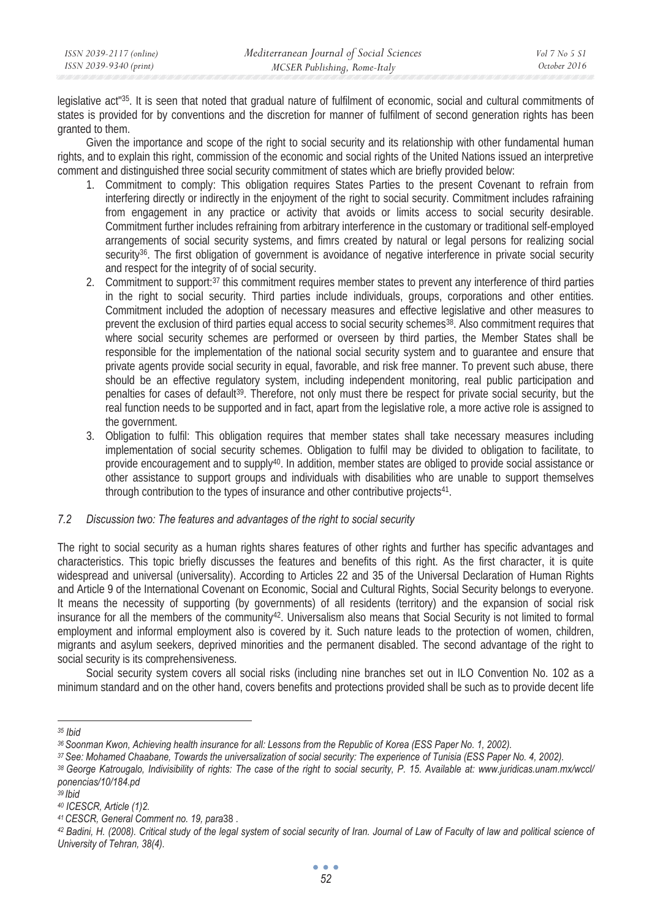legislative act"[35]. It is seen that noted that gradual nature of fulfilment of economic, social and cultural commitments of states is provided for by conventions and the discretion for manner of fulfilment of second generation rights has been granted to them.

Given the importance and scope of the right to social security and its relationship with other fundamental human rights, and to explain this right, commission of the economic and social rights of the United Nations issued an interpretive comment and distinguished three social security commitment of states which are briefly provided below:

1. Commitment to comply: This obligation requires States Parties to the present Covenant to refrain from interfering directly or indirectly in the enjoyment of the right to social security. Commitment includes rafraining from engagement in any practice or activity that avoids or limits access to social security desirable. Commitment further includes refraining from arbitrary interference in the customary or traditional self-employed arrangements of social security systems, and fimrs created by natural or legal persons for realizing social security[36]. The first obligation of government is avoidance of negative interference in private social security and respect for the integrity of of social security.
2. Commitment to support:[37] this commitment requires member states to prevent any interference of third parties in the right to social security. Third parties include individuals, groups, corporations and other entities. Commitment included the adoption of necessary measures and effective legislative and other measures to prevent the exclusion of third parties equal access to social security schemes[38]. Also commitment requires that where social security schemes are performed or overseen by third parties, the Member States shall be responsible for the implementation of the national social security system and to guarantee and ensure that private agents provide social security in equal, favorable, and risk free manner. To prevent such abuse, there should be an effective regulatory system, including independent monitoring, real public participation and penalties for cases of default[39]. Therefore, not only must there be respect for private social security, but the real function needs to be supported and in fact, apart from the legislative role, a more active role is assigned to the government.
3. Obligation to fulfil: This obligation requires that member states shall take necessary measures including implementation of social security schemes. Obligation to fulfil may be divided to obligation to facilitate, to provide encouragement and to supply[40]. In addition, member states are obliged to provide social assistance or other assistance to support groups and individuals with disabilities who are unable to support themselves through contribution to the types of insurance and other contributive projects[41].

### *7.2 Discussion two: The features and advantages of the right to social security*

The right to social security as a human rights shares features of other rights and further has specific advantages and characteristics. This topic briefly discusses the features and benefits of this right. As the first character, it is quite widespread and universal (universality). According to Articles 22 and 35 of the Universal Declaration of Human Rights and Article 9 of the International Covenant on Economic, Social and Cultural Rights, Social Security belongs to everyone. It means the necessity of supporting (by governments) of all residents (territory) and the expansion of social risk insurance for all the members of the community[42]. Universalism also means that Social Security is not limited to formal employment and informal employment also is covered by it. Such nature leads to the protection of women, children, migrants and asylum seekers, deprived minorities and the permanent disabled. The second advantage of the right to social security is its comprehensiveness.

Social security system covers all social risks (including nine branches set out in ILO Convention No. 102 as a minimum standard and on the other hand, covers benefits and protections provided shall be such as to provide decent life

---

*35 Ibid*

*36 Soonman Kwon, Achieving health insurance for all: Lessons from the Republic of Korea (ESS Paper No. 1, 2002).*

*37 See: Mohamed Chaabane, Towards the universalization of social security: The experience of Tunisia (ESS Paper No. 4, 2002).*

*38 George Katrougalo, Indivisibility of rights: The case of the right to social security, P. 15. Available at: www.juridicas.unam.mx/wccl/ponencias/10/184.pd*

*39 Ibid*

*40 ICESCR, Article (1)2.*

*41 CESCR, General Comment no. 19, para38 .*

*42 Badini, H. (2008). Critical study of the legal system of social security of Iran. Journal of Law of Faculty of law and political science of University of Tehran, 38(4).*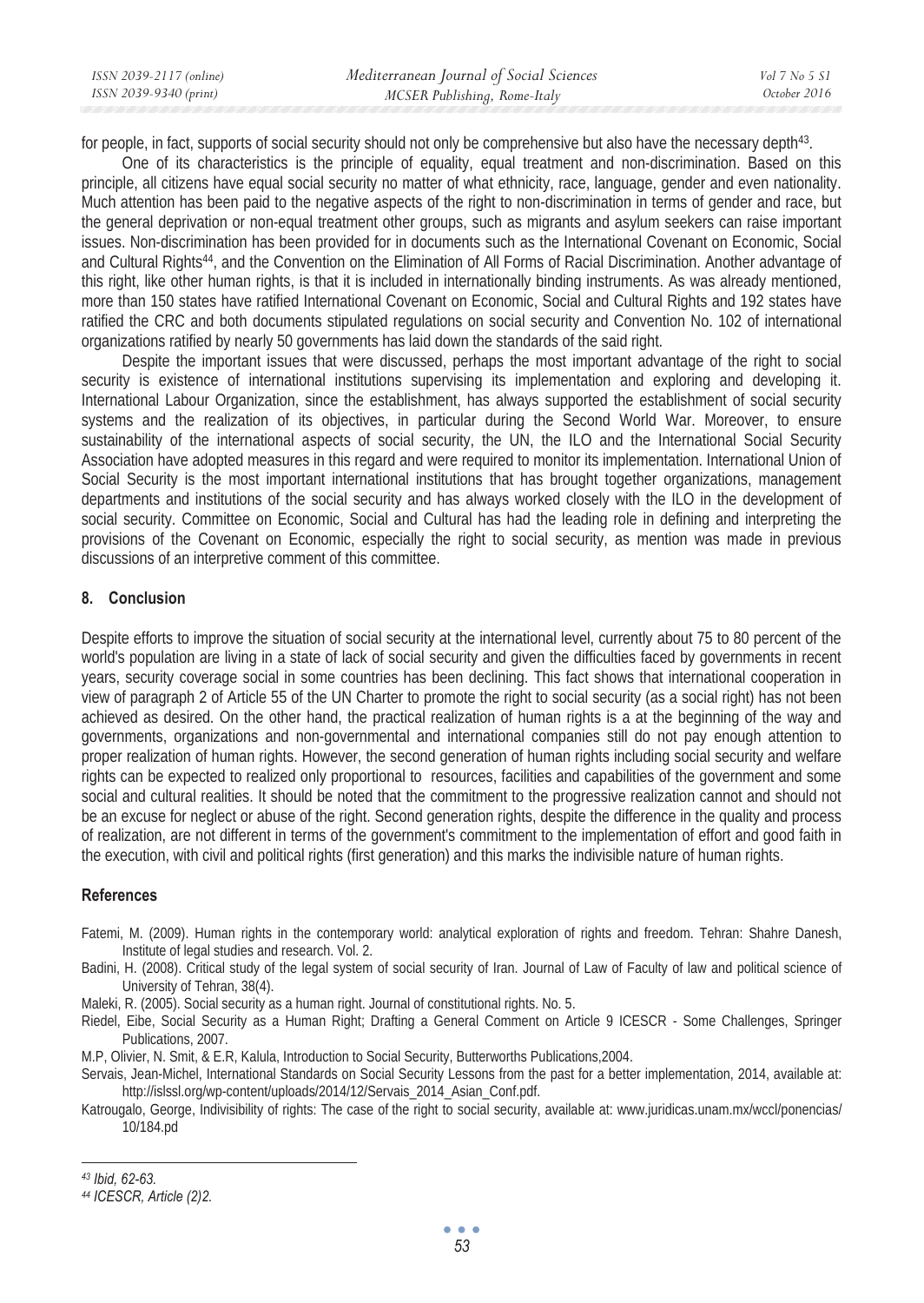for people, in fact, supports of social security should not only be comprehensive but also have the necessary depth[43].

One of its characteristics is the principle of equality, equal treatment and non-discrimination. Based on this principle, all citizens have equal social security no matter of what ethnicity, race, language, gender and even nationality. Much attention has been paid to the negative aspects of the right to non-discrimination in terms of gender and race, but the general deprivation or non-equal treatment other groups, such as migrants and asylum seekers can raise important issues. Non-discrimination has been provided for in documents such as the International Covenant on Economic, Social and Cultural Rights[44], and the Convention on the Elimination of All Forms of Racial Discrimination. Another advantage of this right, like other human rights, is that it is included in internationally binding instruments. As was already mentioned, more than 150 states have ratified International Covenant on Economic, Social and Cultural Rights and 192 states have ratified the CRC and both documents stipulated regulations on social security and Convention No. 102 of international organizations ratified by nearly 50 governments has laid down the standards of the said right.

Despite the important issues that were discussed, perhaps the most important advantage of the right to social security is existence of international institutions supervising its implementation and exploring and developing it. International Labour Organization, since the establishment, has always supported the establishment of social security systems and the realization of its objectives, in particular during the Second World War. Moreover, to ensure sustainability of the international aspects of social security, the UN, the ILO and the International Social Security Association have adopted measures in this regard and were required to monitor its implementation. International Union of Social Security is the most important international institutions that has brought together organizations, management departments and institutions of the social security and has always worked closely with the ILO in the development of social security. Committee on Economic, Social and Cultural has had the leading role in defining and interpreting the provisions of the Covenant on Economic, especially the right to social security, as mention was made in previous discussions of an interpretive comment of this committee.

## 8. Conclusion

Despite efforts to improve the situation of social security at the international level, currently about 75 to 80 percent of the world's population are living in a state of lack of social security and given the difficulties faced by governments in recent years, security coverage social in some countries has been declining. This fact shows that international cooperation in view of paragraph 2 of Article 55 of the UN Charter to promote the right to social security (as a social right) has not been achieved as desired. On the other hand, the practical realization of human rights is a at the beginning of the way and governments, organizations and non-governmental and international companies still do not pay enough attention to proper realization of human rights. However, the second generation of human rights including social security and welfare rights can be expected to realized only proportional to resources, facilities and capabilities of the government and some social and cultural realities. It should be noted that the commitment to the progressive realization cannot and should not be an excuse for neglect or abuse of the right. Second generation rights, despite the difference in the quality and process of realization, are not different in terms of the government's commitment to the implementation of effort and good faith in the execution, with civil and political rights (first generation) and this marks the indivisible nature of human rights.

## References

Fatemi, M. (2009). Human rights in the contemporary world: analytical exploration of rights and freedom. Tehran: Shahre Danesh, Institute of legal studies and research. Vol. 2.

Badini, H. (2008). Critical study of the legal system of social security of Iran. Journal of Law of Faculty of law and political science of University of Tehran, 38(4).

Maleki, R. (2005). Social security as a human right. Journal of constitutional rights. No. 5.

Riedel, Eibe, Social Security as a Human Right; Drafting a General Comment on Article 9 ICESCR - Some Challenges, Springer Publications, 2007.

M.P, Olivier, N. Smit, & E.R, Kalula, Introduction to Social Security, Butterworths Publications,2004.

Servais, Jean-Michel, International Standards on Social Security Lessons from the past for a better implementation, 2014, available at: http://islssl.org/wp-content/uploads/2014/12/Servais_2014_Asian_Conf.pdf.

Katrougalo, George, Indivisibility of rights: The case of the right to social security, available at: www.juridicas.unam.mx/wccl/ponencias/10/184.pd

---

[43] *Ibid, 62-63.*

[44] *ICESCR, Article (2)2.*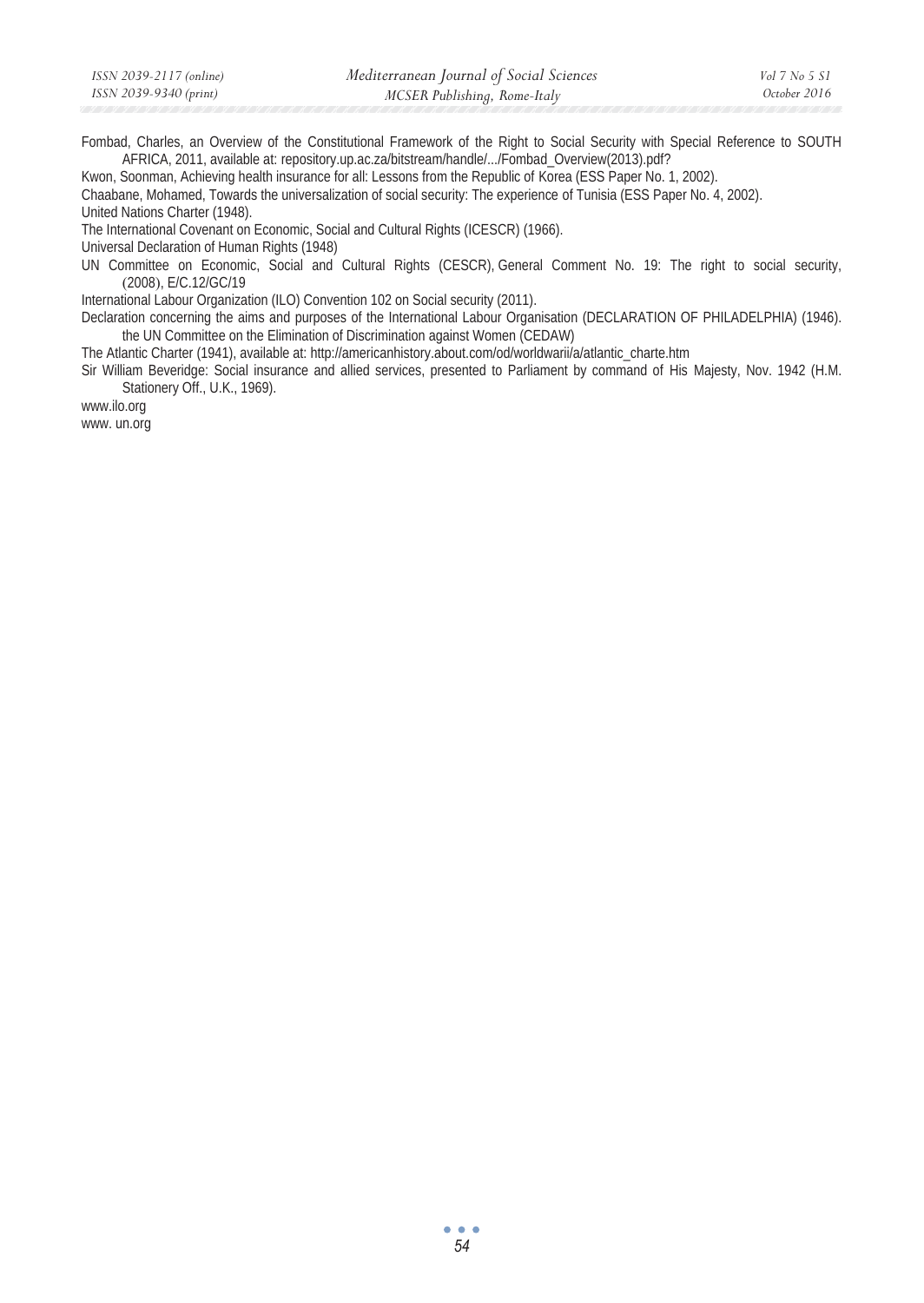Fombad, Charles, an Overview of the Constitutional Framework of the Right to Social Security with Special Reference to SOUTH AFRICA, 2011, available at: repository.up.ac.za/bitstream/handle/.../Fombad_Overview(2013).pdf?

Kwon, Soonman, Achieving health insurance for all: Lessons from the Republic of Korea (ESS Paper No. 1, 2002).

Chaabane, Mohamed, Towards the universalization of social security: The experience of Tunisia (ESS Paper No. 4, 2002).

United Nations Charter (1948).

The International Covenant on Economic, Social and Cultural Rights (ICESCR) (1966).

Universal Declaration of Human Rights (1948)

UN Committee on Economic, Social and Cultural Rights (CESCR), General Comment No. 19: The right to social security, (2008), E/C.12/GC/19

International Labour Organization (ILO) Convention 102 on Social security (2011).

Declaration concerning the aims and purposes of the International Labour Organisation (DECLARATION OF PHILADELPHIA) (1946). the UN Committee on the Elimination of Discrimination against Women (CEDAW)

The Atlantic Charter (1941), available at: http://americanhistory.about.com/od/worldwarii/a/atlantic_charte.htm

Sir William Beveridge: Social insurance and allied services, presented to Parliament by command of His Majesty, Nov. 1942 (H.M. Stationery Off., U.K., 1969).

www.ilo.org

www. un.org